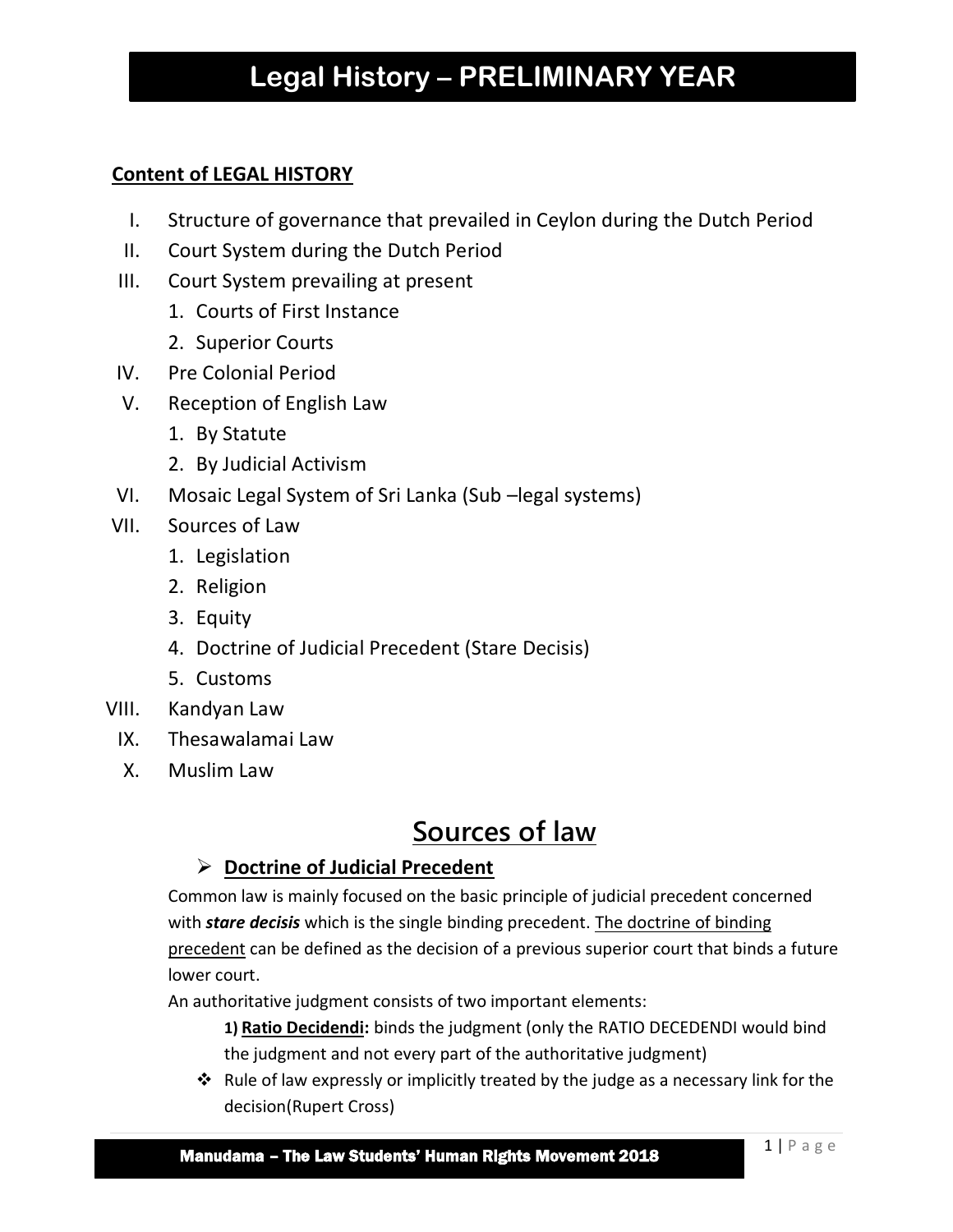# Legal History – PRELIMINARY YEAR

**Content of LEGAL HISTORY**

I. Structure of governance that prevailed in Ceylon during the Dutch Period
II. Court System during the Dutch Period
III. Court System prevailing at present
   1. Courts of First Instance
   2. Superior Courts
IV. Pre Colonial Period
V. Reception of English Law
   1. By Statute
   2. By Judicial Activism
VI. Mosaic Legal System of Sri Lanka (Sub –legal systems)
VII. Sources of Law
   1. Legislation
   2. Religion
   3. Equity
   4. Doctrine of Judicial Precedent (Stare Decisis)
   5. Customs
VIII. Kandyan Law
IX. Thesawalamai Law
X. Muslim Law

## Sources of law

### Doctrine of Judicial Precedent

Common law is mainly focused on the basic principle of judicial precedent concerned with ***stare decisis*** which is the single binding precedent. The doctrine of binding precedent can be defined as the decision of a previous superior court that binds a future lower court.

An authoritative judgment consists of two important elements:

**1) Ratio Decidendi:** binds the judgment (only the RATIO DECEDENDI would bind the judgment and not every part of the authoritative judgment)

- Rule of law expressly or implicitly treated by the judge as a necessary link for the decision(Rupert Cross)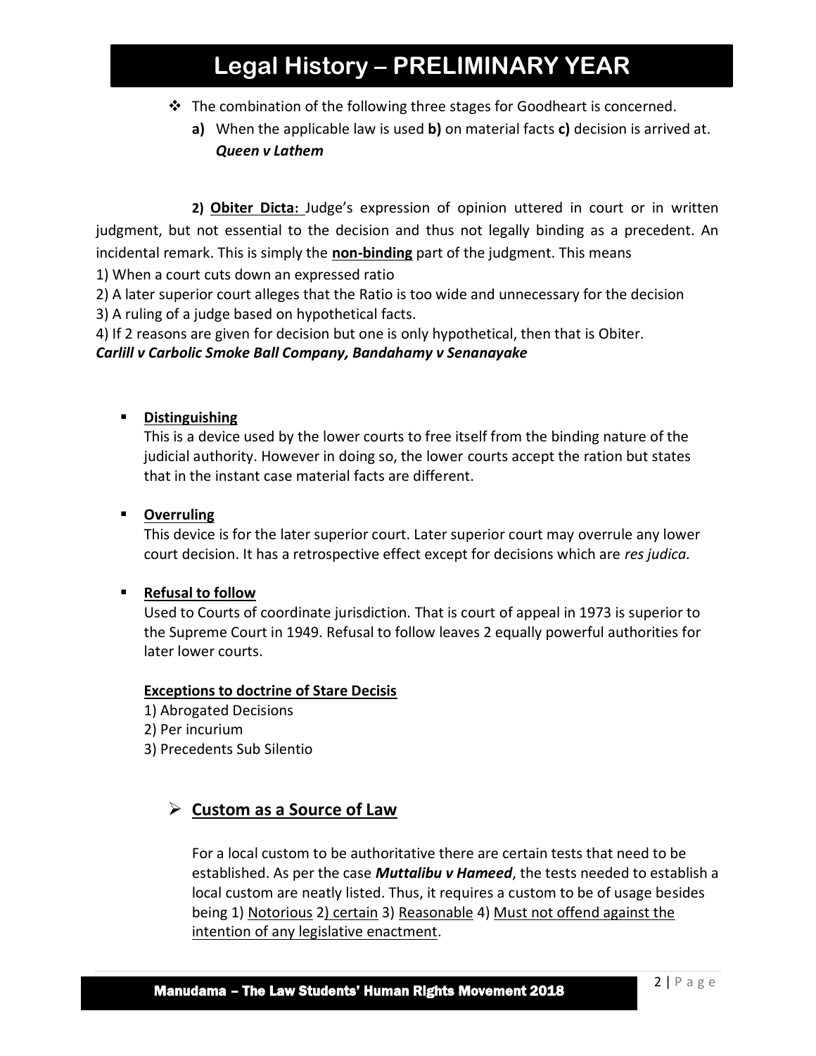- The combination of the following three stages for Goodheart is concerned.
  - **a)** When the applicable law is used **b)** on material facts **c)** decision is arrived at. ***Queen v Lathem***

**2)** **Obiter Dicta:** Judge's expression of opinion uttered in court or in written judgment, but not essential to the decision and thus not legally binding as a precedent. An incidental remark. This is simply the **non-binding** part of the judgment. This means

1) When a court cuts down an expressed ratio
2) A later superior court alleges that the Ratio is too wide and unnecessary for the decision
3) A ruling of a judge based on hypothetical facts.
4) If 2 reasons are given for decision but one is only hypothetical, then that is Obiter.

***Carlill v Carbolic Smoke Ball Company, Bandahamy v Senanayake***

- **Distinguishing**

  This is a device used by the lower courts to free itself from the binding nature of the judicial authority. However in doing so, the lower courts accept the ration but states that in the instant case material facts are different.

- **Overruling**

  This device is for the later superior court. Later superior court may overrule any lower court decision. It has a retrospective effect except for decisions which are *res judica.*

- **Refusal to follow**

  Used to Courts of coordinate jurisdiction. That is court of appeal in 1973 is superior to the Supreme Court in 1949. Refusal to follow leaves 2 equally powerful authorities for later lower courts.

  **Exceptions to doctrine of Stare Decisis**

  1) Abrogated Decisions
  2) Per incurium
  3) Precedents Sub Silentio

## Custom as a Source of Law

For a local custom to be authoritative there are certain tests that need to be established. As per the case ***Muttalibu v Hameed***, the tests needed to establish a local custom are neatly listed. Thus, it requires a custom to be of usage besides being 1) Notorious 2) certain 3) Reasonable 4) Must not offend against the intention of any legislative enactment.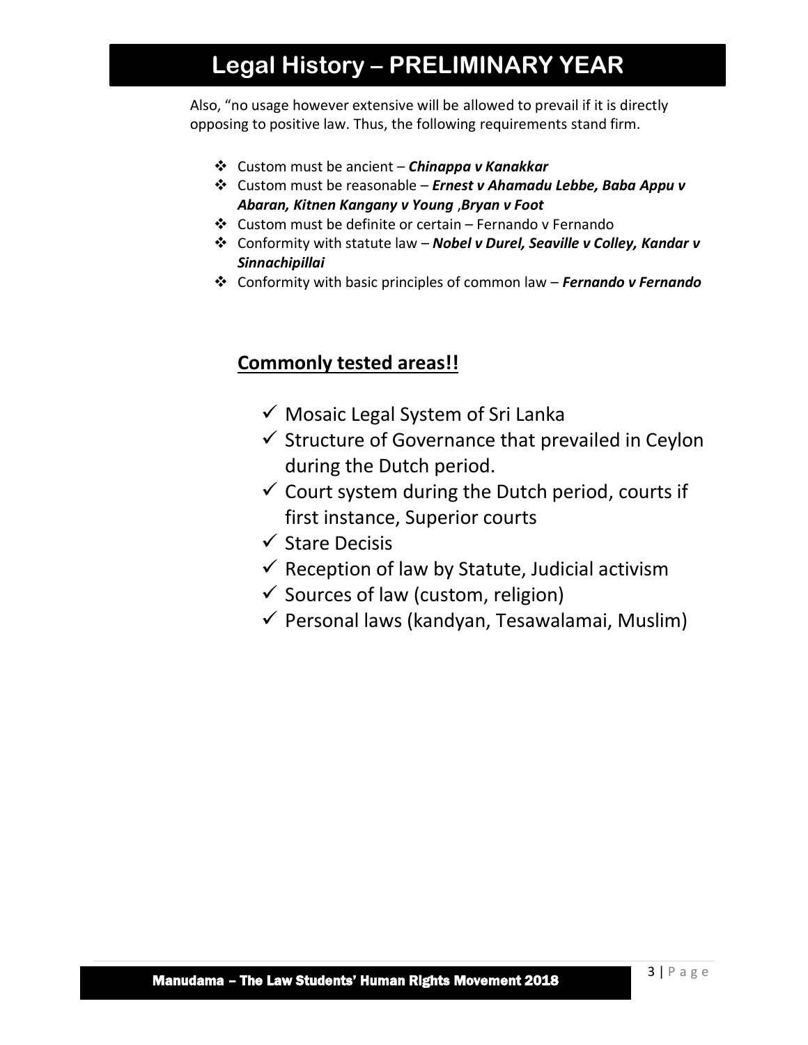Also, "no usage however extensive will be allowed to prevail if it is directly opposing to positive law. Thus, the following requirements stand firm.

- Custom must be ancient – ***Chinappa v Kanakkar***
- Custom must be reasonable – ***Ernest v Ahamadu Lebbe, Baba Appu v Abaran, Kitnen Kangany v Young*** ,***Bryan v Foot***
- Custom must be definite or certain – Fernando v Fernando
- Conformity with statute law – ***Nobel v Durel, Seaville v Colley, Kandar v Sinnachipillai***
- Conformity with basic principles of common law – ***Fernando v Fernando***

## Commonly tested areas!!

- ✓ Mosaic Legal System of Sri Lanka
- ✓ Structure of Governance that prevailed in Ceylon during the Dutch period.
- ✓ Court system during the Dutch period, courts if first instance, Superior courts
- ✓ Stare Decisis
- ✓ Reception of law by Statute, Judicial activism
- ✓ Sources of law (custom, religion)
- ✓ Personal laws (kandyan, Tesawalamai, Muslim)